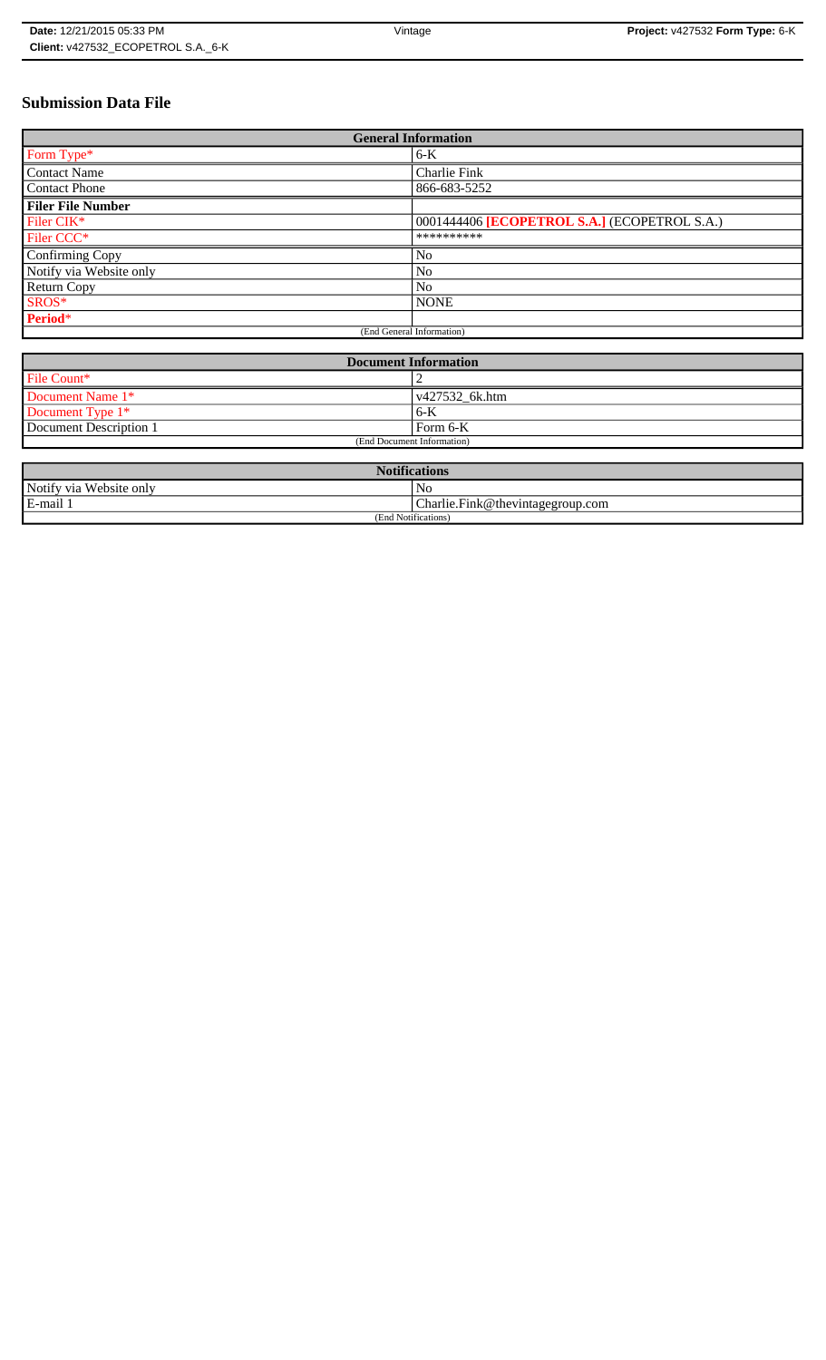# Submission Data File

| General Information | |
|---|---|
| Form Type* | 6-K |
| Contact Name | Charlie Fink |
| Contact Phone | 866-683-5252 |
| **Filer File Number** | |
| Filer CIK* | 0001444406 **[ECOPETROL S.A.]** (ECOPETROL S.A.) |
| Filer CCC* | ********** |
| Confirming Copy | No |
| Notify via Website only | No |
| Return Copy | No |
| SROS* | NONE |
| **Period*** | |
| (End General Information) | |

| Document Information | |
|---|---|
| File Count* | 2 |
| Document Name 1* | v427532_6k.htm |
| Document Type 1* | 6-K |
| Document Description 1 | Form 6-K |
| (End Document Information) | |

| Notifications | |
|---|---|
| Notify via Website only | No |
| E-mail 1 | Charlie.Fink@thevintagegroup.com |
| (End Notifications) | |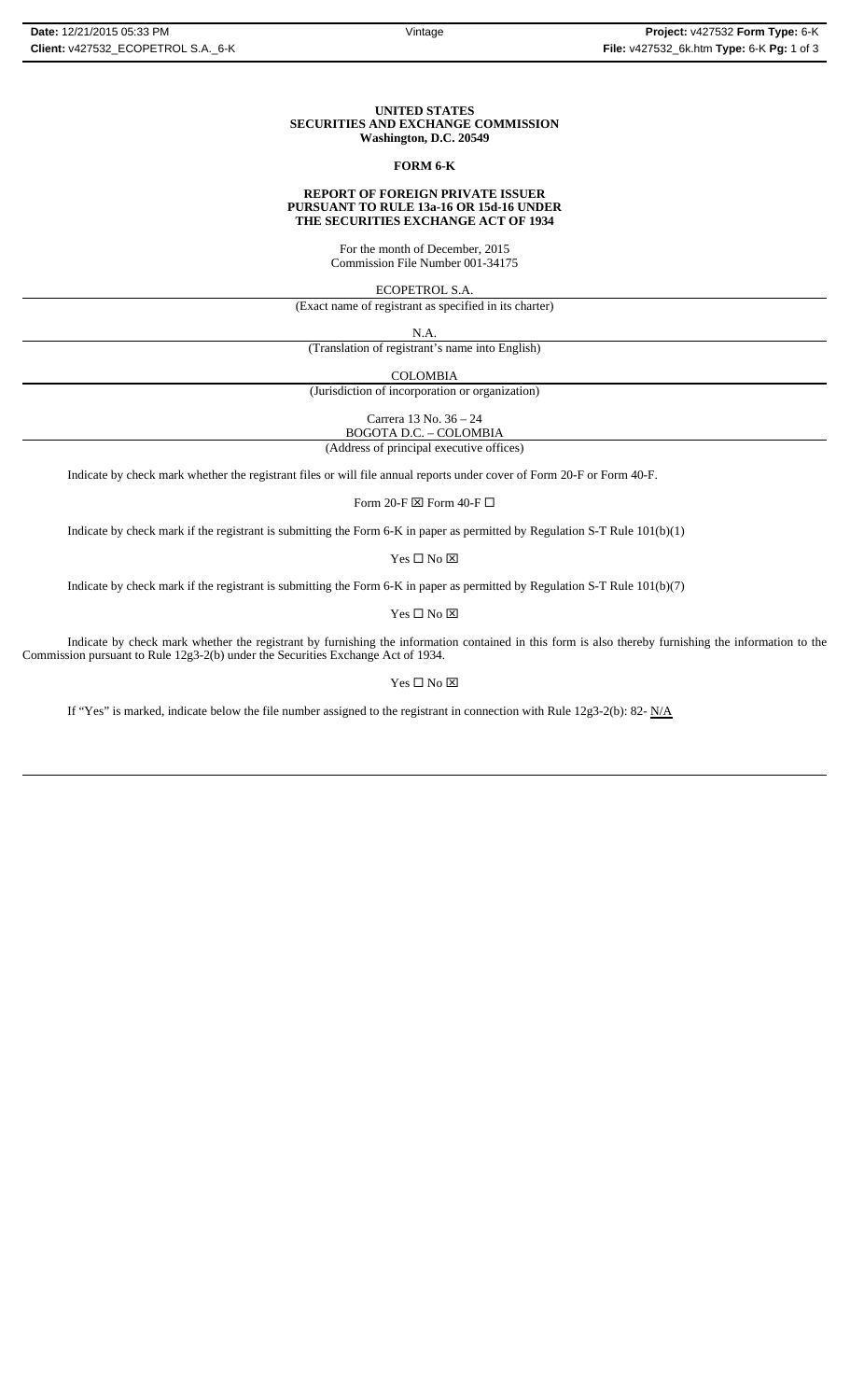**UNITED STATES**
**SECURITIES AND EXCHANGE COMMISSION**
**Washington, D.C. 20549**

**FORM 6-K**

**REPORT OF FOREIGN PRIVATE ISSUER**
**PURSUANT TO RULE 13a-16 OR 15d-16 UNDER**
**THE SECURITIES EXCHANGE ACT OF 1934**

For the month of December, 2015
Commission File Number 001-34175

ECOPETROL S.A.
(Exact name of registrant as specified in its charter)

N.A.
(Translation of registrant's name into English)

COLOMBIA
(Jurisdiction of incorporation or organization)

Carrera 13 No. 36 – 24
BOGOTA D.C. – COLOMBIA
(Address of principal executive offices)

Indicate by check mark whether the registrant files or will file annual reports under cover of Form 20-F or Form 40-F.

Form 20-F ☒ Form 40-F ☐

Indicate by check mark if the registrant is submitting the Form 6-K in paper as permitted by Regulation S-T Rule 101(b)(1)

Yes ☐ No ☒

Indicate by check mark if the registrant is submitting the Form 6-K in paper as permitted by Regulation S-T Rule 101(b)(7)

Yes ☐ No ☒

Indicate by check mark whether the registrant by furnishing the information contained in this form is also thereby furnishing the information to the Commission pursuant to Rule 12g3-2(b) under the Securities Exchange Act of 1934.

Yes ☐ No ☒

If "Yes" is marked, indicate below the file number assigned to the registrant in connection with Rule 12g3-2(b): 82- N/A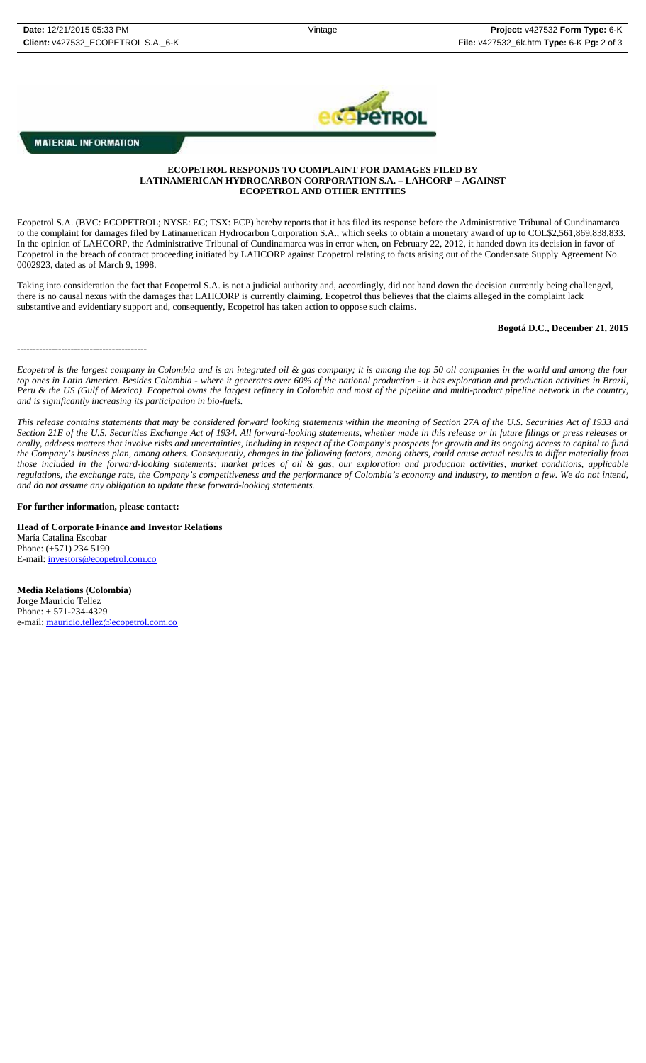**MATERIAL INFORMATION**

**ECOPETROL RESPONDS TO COMPLAINT FOR DAMAGES FILED BY LATINAMERICAN HYDROCARBON CORPORATION S.A. – LAHCORP – AGAINST ECOPETROL AND OTHER ENTITIES**

Ecopetrol S.A. (BVC: ECOPETROL; NYSE: EC; TSX: ECP) hereby reports that it has filed its response before the Administrative Tribunal of Cundinamarca to the complaint for damages filed by Latinamerican Hydrocarbon Corporation S.A., which seeks to obtain a monetary award of up to COL$2,561,869,838,833. In the opinion of LAHCORP, the Administrative Tribunal of Cundinamarca was in error when, on February 22, 2012, it handed down its decision in favor of Ecopetrol in the breach of contract proceeding initiated by LAHCORP against Ecopetrol relating to facts arising out of the Condensate Supply Agreement No. 0002923, dated as of March 9, 1998.

Taking into consideration the fact that Ecopetrol S.A. is not a judicial authority and, accordingly, did not hand down the decision currently being challenged, there is no causal nexus with the damages that LAHCORP is currently claiming. Ecopetrol thus believes that the claims alleged in the complaint lack substantive and evidentiary support and, consequently, Ecopetrol has taken action to oppose such claims.

**Bogotá D.C., December 21, 2015**

-----------------------------------------

*Ecopetrol is the largest company in Colombia and is an integrated oil & gas company; it is among the top 50 oil companies in the world and among the four top ones in Latin America. Besides Colombia - where it generates over 60% of the national production - it has exploration and production activities in Brazil, Peru & the US (Gulf of Mexico). Ecopetrol owns the largest refinery in Colombia and most of the pipeline and multi-product pipeline network in the country, and is significantly increasing its participation in bio-fuels.*

*This release contains statements that may be considered forward looking statements within the meaning of Section 27A of the U.S. Securities Act of 1933 and Section 21E of the U.S. Securities Exchange Act of 1934. All forward-looking statements, whether made in this release or in future filings or press releases or orally, address matters that involve risks and uncertainties, including in respect of the Company's prospects for growth and its ongoing access to capital to fund the Company's business plan, among others. Consequently, changes in the following factors, among others, could cause actual results to differ materially from those included in the forward-looking statements: market prices of oil & gas, our exploration and production activities, market conditions, applicable regulations, the exchange rate, the Company's competitiveness and the performance of Colombia's economy and industry, to mention a few. We do not intend, and do not assume any obligation to update these forward-looking statements.*

**For further information, please contact:**

**Head of Corporate Finance and Investor Relations**
María Catalina Escobar
Phone: (+571) 234 5190
E-mail: investors@ecopetrol.com.co

**Media Relations (Colombia)**
Jorge Mauricio Tellez
Phone: + 571-234-4329
e-mail: mauricio.tellez@ecopetrol.com.co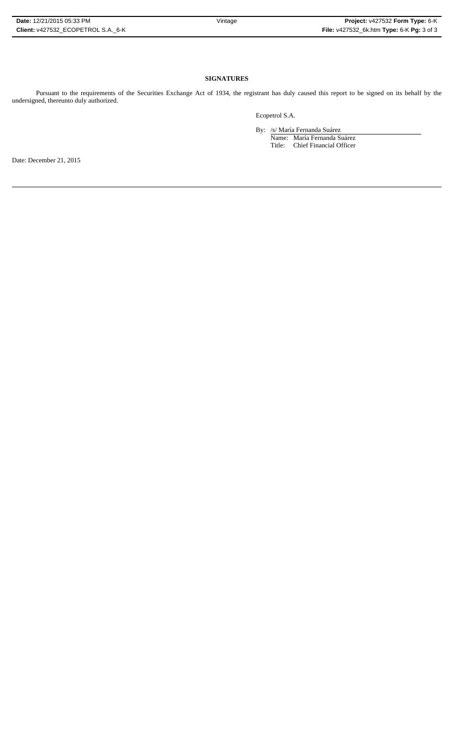**SIGNATURES**

Pursuant to the requirements of the Securities Exchange Act of 1934, the registrant has duly caused this report to be signed on its behalf by the undersigned, thereunto duly authorized.

Ecopetrol S.A.

By: /s/ María Fernanda Suárez
Name: María Fernanda Suárez
Title: Chief Financial Officer

Date: December 21, 2015